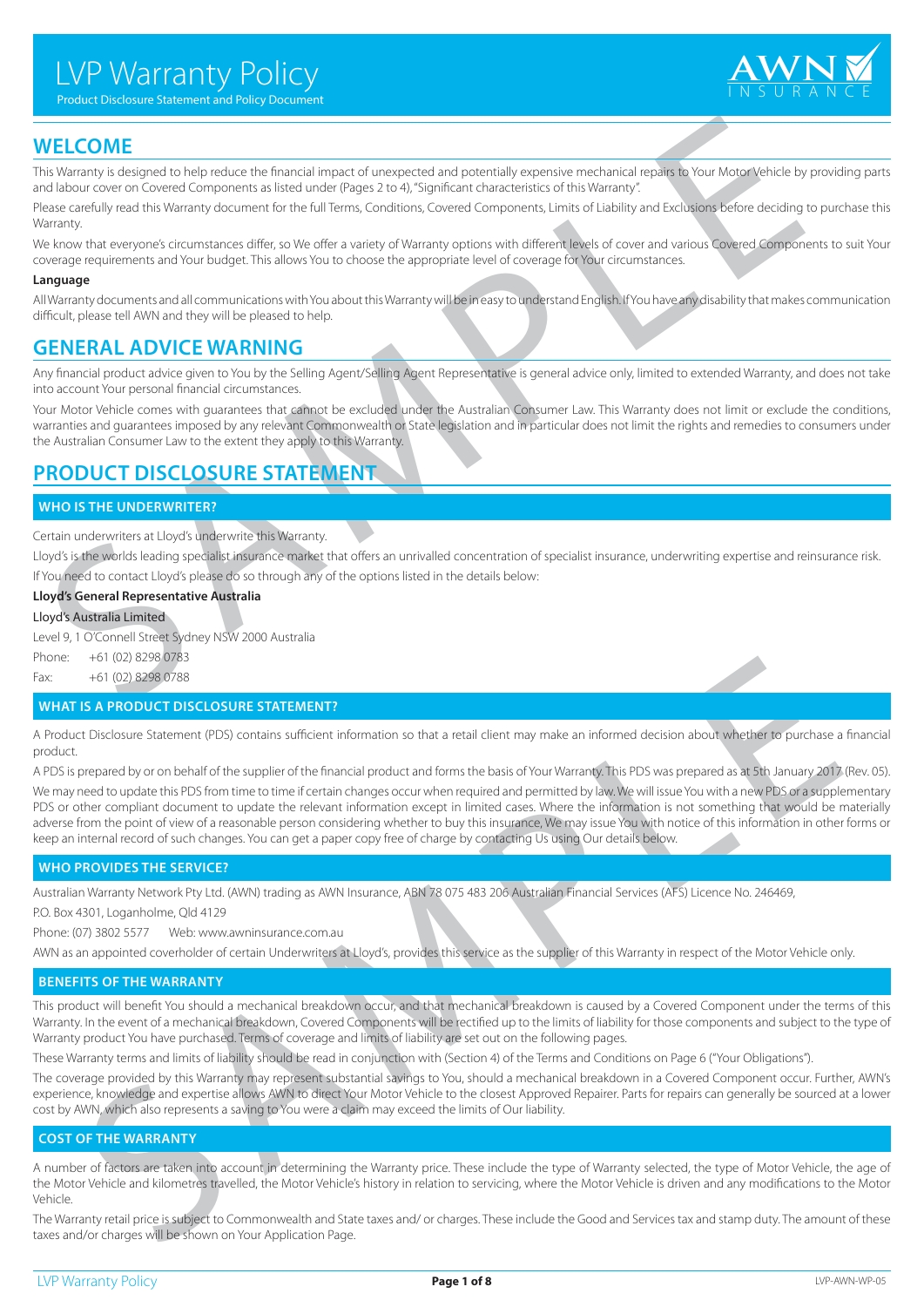# LVP Warranty Policy

Product Disclosure Statement and Policy Document

## WELCOME

This Warranty is designed to help reduce the financial impact of unexpected and potentially expensive mechanical repairs to Your Motor Vehicle by providing parts and labour cover on Covered Components as listed under (Pages 2 to 4), "Significant characteristics of this Warranty".

Please carefully read this Warranty document for the full Terms, Conditions, Covered Components, Limits of Liability and Exclusions before deciding to purchase this Warranty.

We know that everyone's circumstances differ, so We offer a variety of Warranty options with different levels of cover and various Covered Components to suit Your coverage requirements and Your budget. This allows You to choose the appropriate level of coverage for Your circumstances.

**Language**

All Warranty documents and all communications with You about this Warranty will be in easy to understand English. If You have any disability that makes communication difficult, please tell AWN and they will be pleased to help.

## GENERAL ADVICE WARNING

Any financial product advice given to You by the Selling Agent/Selling Agent Representative is general advice only, limited to extended Warranty, and does not take into account Your personal financial circumstances.

Your Motor Vehicle comes with guarantees that cannot be excluded under the Australian Consumer Law. This Warranty does not limit or exclude the conditions, warranties and guarantees imposed by any relevant Commonwealth or State legislation and in particular does not limit the rights and remedies to consumers under the Australian Consumer Law to the extent they apply to this Warranty.

## PRODUCT DISCLOSURE STATEMENT

### WHO IS THE UNDERWRITER?

Certain underwriters at Lloyd's underwrite this Warranty.

Lloyd's is the worlds leading specialist insurance market that offers an unrivalled concentration of specialist insurance, underwriting expertise and reinsurance risk.

If You need to contact Lloyd's please do so through any of the options listed in the details below:

**Lloyd's General Representative Australia**

Lloyd's Australia Limited

Level 9, 1 O'Connell Street Sydney NSW 2000 Australia

Phone: +61 (02) 8298 0783

Fax: +61 (02) 8298 0788

### WHAT IS A PRODUCT DISCLOSURE STATEMENT?

A Product Disclosure Statement (PDS) contains sufficient information so that a retail client may make an informed decision about whether to purchase a financial product.

A PDS is prepared by or on behalf of the supplier of the financial product and forms the basis of Your Warranty. This PDS was prepared as at 5th January 2017 (Rev. 05).

We may need to update this PDS from time to time if certain changes occur when required and permitted by law. We will issue You with a new PDS or a supplementary PDS or other compliant document to update the relevant information except in limited cases. Where the information is not something that would be materially adverse from the point of view of a reasonable person considering whether to buy this insurance, We may issue You with notice of this information in other forms or keep an internal record of such changes. You can get a paper copy free of charge by contacting Us using Our details below.

### WHO PROVIDES THE SERVICE?

Australian Warranty Network Pty Ltd. (AWN) trading as AWN Insurance, ABN 78 075 483 206 Australian Financial Services (AFS) Licence No. 246469,

P.O. Box 4301, Loganholme, Qld 4129

Phone: (07) 3802 5577 Web: www.awninsurance.com.au

AWN as an appointed coverholder of certain Underwriters at Lloyd's, provides this service as the supplier of this Warranty in respect of the Motor Vehicle only.

### BENEFITS OF THE WARRANTY

This product will benefit You should a mechanical breakdown occur, and that mechanical breakdown is caused by a Covered Component under the terms of this Warranty. In the event of a mechanical breakdown, Covered Components will be rectified up to the limits of liability for those components and subject to the type of Warranty product You have purchased. Terms of coverage and limits of liability are set out on the following pages.

These Warranty terms and limits of liability should be read in conjunction with (Section 4) of the Terms and Conditions on Page 6 ("Your Obligations").

The coverage provided by this Warranty may represent substantial savings to You, should a mechanical breakdown in a Covered Component occur. Further, AWN's experience, knowledge and expertise allows AWN to direct Your Motor Vehicle to the closest Approved Repairer. Parts for repairs can generally be sourced at a lower cost by AWN, which also represents a saving to You were a claim may exceed the limits of Our liability.

### COST OF THE WARRANTY

A number of factors are taken into account in determining the Warranty price. These include the type of Warranty selected, the type of Motor Vehicle, the age of the Motor Vehicle and kilometres travelled, the Motor Vehicle's history in relation to servicing, where the Motor Vehicle is driven and any modifications to the Motor Vehicle.

The Warranty retail price is subject to Commonwealth and State taxes and/ or charges. These include the Good and Services tax and stamp duty. The amount of these taxes and/or charges will be shown on Your Application Page.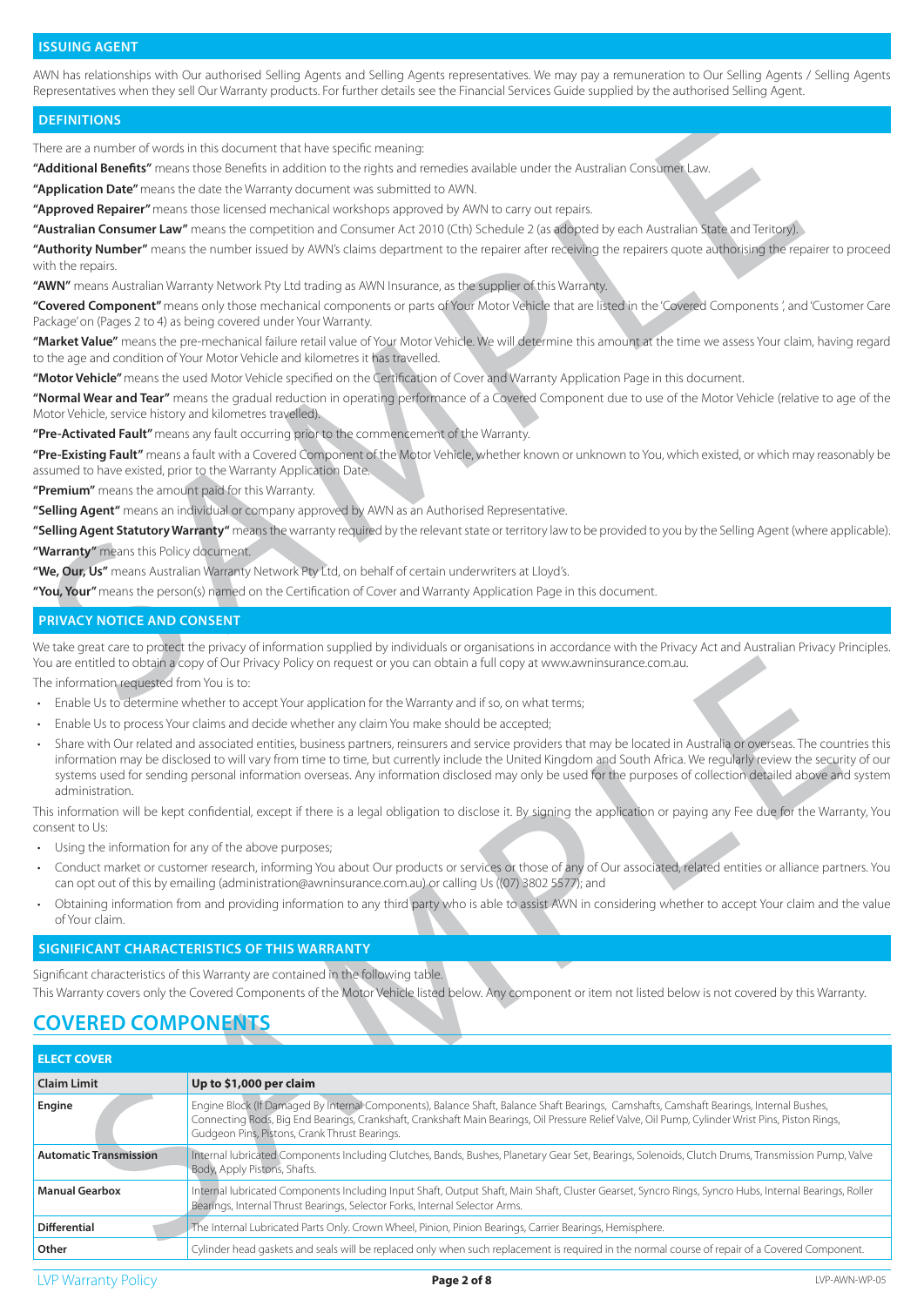## ISSUING AGENT

AWN has relationships with Our authorised Selling Agents and Selling Agents representatives. We may pay a remuneration to Our Selling Agents / Selling Agents Representatives when they sell Our Warranty products. For further details see the Financial Services Guide supplied by the authorised Selling Agent.

## DEFINITIONS

There are a number of words in this document that have specific meaning:

**"Additional Benefits"** means those Benefits in addition to the rights and remedies available under the Australian Consumer Law.

**"Application Date"** means the date the Warranty document was submitted to AWN.

**"Approved Repairer"** means those licensed mechanical workshops approved by AWN to carry out repairs.

**"Australian Consumer Law"** means the competition and Consumer Act 2010 (Cth) Schedule 2 (as adopted by each Australian State and Teritory).

**"Authority Number"** means the number issued by AWN's claims department to the repairer after receiving the repairers quote authorising the repairer to proceed with the repairs.

**"AWN"** means Australian Warranty Network Pty Ltd trading as AWN Insurance, as the supplier of this Warranty.

**"Covered Component"** means only those mechanical components or parts of Your Motor Vehicle that are listed in the 'Covered Components ', and 'Customer Care Package' on (Pages 2 to 4) as being covered under Your Warranty.

**"Market Value"** means the pre-mechanical failure retail value of Your Motor Vehicle. We will determine this amount at the time we assess Your claim, having regard to the age and condition of Your Motor Vehicle and kilometres it has travelled.

**"Motor Vehicle"** means the used Motor Vehicle specified on the Certification of Cover and Warranty Application Page in this document.

**"Normal Wear and Tear"** means the gradual reduction in operating performance of a Covered Component due to use of the Motor Vehicle (relative to age of the Motor Vehicle, service history and kilometres travelled).

**"Pre-Activated Fault"** means any fault occurring prior to the commencement of the Warranty.

**"Pre-Existing Fault"** means a fault with a Covered Component of the Motor Vehicle, whether known or unknown to You, which existed, or which may reasonably be assumed to have existed, prior to the Warranty Application Date.

**"Premium"** means the amount paid for this Warranty.

**"Selling Agent"** means an individual or company approved by AWN as an Authorised Representative.

**"Selling Agent Statutory Warranty"** means the warranty required by the relevant state or territory law to be provided to you by the Selling Agent (where applicable).

**"Warranty"** means this Policy document.

**"We, Our, Us"** means Australian Warranty Network Pty Ltd, on behalf of certain underwriters at Lloyd's.

**"You, Your"** means the person(s) named on the Certification of Cover and Warranty Application Page in this document.

## PRIVACY NOTICE AND CONSENT

We take great care to protect the privacy of information supplied by individuals or organisations in accordance with the Privacy Act and Australian Privacy Principles. You are entitled to obtain a copy of Our Privacy Policy on request or you can obtain a full copy at www.awninsurance.com.au.

The information requested from You is to:

- Enable Us to determine whether to accept Your application for the Warranty and if so, on what terms;
- Enable Us to process Your claims and decide whether any claim You make should be accepted;
- Share with Our related and associated entities, business partners, reinsurers and service providers that may be located in Australia or overseas. The countries this information may be disclosed to will vary from time to time, but currently include the United Kingdom and South Africa. We regularly review the security of our systems used for sending personal information overseas. Any information disclosed may only be used for the purposes of collection detailed above and system administration.

This information will be kept confidential, except if there is a legal obligation to disclose it. By signing the application or paying any Fee due for the Warranty, You consent to Us:

- Using the information for any of the above purposes;
- Conduct market or customer research, informing You about Our products or services or those of any of Our associated, related entities or alliance partners. You can opt out of this by emailing (administration@awninsurance.com.au) or calling Us ((07) 3802 5577); and
- Obtaining information from and providing information to any third party who is able to assist AWN in considering whether to accept Your claim and the value of Your claim.

## SIGNIFICANT CHARACTERISTICS OF THIS WARRANTY

Significant characteristics of this Warranty are contained in the following table.

This Warranty covers only the Covered Components of the Motor Vehicle listed below. Any component or item not listed below is not covered by this Warranty.

# COVERED COMPONENTS

| ELECT COVER | |
|---|---|
| **Claim Limit** | **Up to $1,000 per claim** |
| **Engine** | Engine Block (If Damaged By Internal Components), Balance Shaft, Balance Shaft Bearings, Camshafts, Camshaft Bearings, Internal Bushes, Connecting Rods, Big End Bearings, Crankshaft, Crankshaft Main Bearings, Oil Pressure Relief Valve, Oil Pump, Cylinder Wrist Pins, Piston Rings, Gudgeon Pins, Pistons, Crank Thrust Bearings. |
| **Automatic Transmission** | Internal lubricated Components Including Clutches, Bands, Bushes, Planetary Gear Set, Bearings, Solenoids, Clutch Drums, Transmission Pump, Valve Body, Apply Pistons, Shafts. |
| **Manual Gearbox** | Internal lubricated Components Including Input Shaft, Output Shaft, Main Shaft, Cluster Gearset, Syncro Rings, Syncro Hubs, Internal Bearings, Roller Bearings, Internal Thrust Bearings, Selector Forks, Internal Selector Arms. |
| **Differential** | The Internal Lubricated Parts Only. Crown Wheel, Pinion, Pinion Bearings, Carrier Bearings, Hemisphere. |
| **Other** | Cylinder head gaskets and seals will be replaced only when such replacement is required in the normal course of repair of a Covered Component. |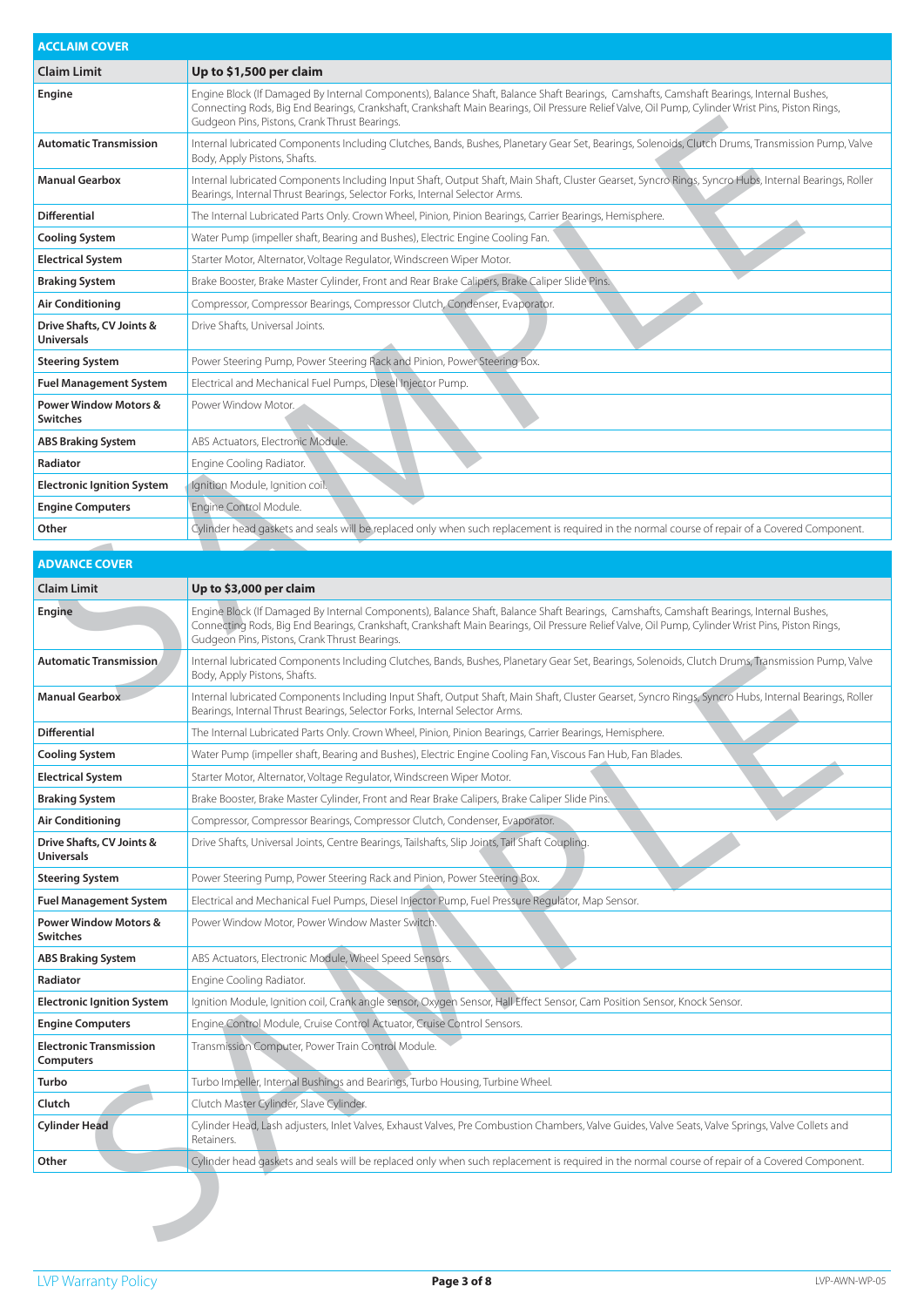## ACCLAIM COVER

| Claim Limit | Up to $1,500 per claim |
|---|---|
| Engine | Engine Block (If Damaged By Internal Components), Balance Shaft, Balance Shaft Bearings, Camshafts, Camshaft Bearings, Internal Bushes, Connecting Rods, Big End Bearings, Crankshaft, Crankshaft Main Bearings, Oil Pressure Relief Valve, Oil Pump, Cylinder Wrist Pins, Piston Rings, Gudgeon Pins, Pistons, Crank Thrust Bearings. |
| Automatic Transmission | Internal lubricated Components Including Clutches, Bands, Bushes, Planetary Gear Set, Bearings, Solenoids, Clutch Drums, Transmission Pump, Valve Body, Apply Pistons, Shafts. |
| Manual Gearbox | Internal lubricated Components Including Input Shaft, Output Shaft, Main Shaft, Cluster Gearset, Syncro Rings, Syncro Hubs, Internal Bearings, Roller Bearings, Internal Thrust Bearings, Selector Forks, Internal Selector Arms. |
| Differential | The Internal Lubricated Parts Only. Crown Wheel, Pinion, Pinion Bearings, Carrier Bearings, Hemisphere. |
| Cooling System | Water Pump (impeller shaft, Bearing and Bushes), Electric Engine Cooling Fan. |
| Electrical System | Starter Motor, Alternator, Voltage Regulator, Windscreen Wiper Motor. |
| Braking System | Brake Booster, Brake Master Cylinder, Front and Rear Brake Calipers, Brake Caliper Slide Pins. |
| Air Conditioning | Compressor, Compressor Bearings, Compressor Clutch, Condenser, Evaporator. |
| Drive Shafts, CV Joints & Universals | Drive Shafts, Universal Joints. |
| Steering System | Power Steering Pump, Power Steering Rack and Pinion, Power Steering Box. |
| Fuel Management System | Electrical and Mechanical Fuel Pumps, Diesel Injector Pump. |
| Power Window Motors & Switches | Power Window Motor. |
| ABS Braking System | ABS Actuators, Electronic Module. |
| Radiator | Engine Cooling Radiator. |
| Electronic Ignition System | Ignition Module, Ignition coil. |
| Engine Computers | Engine Control Module. |
| Other | Cylinder head gaskets and seals will be replaced only when such replacement is required in the normal course of repair of a Covered Component. |

## ADVANCE COVER

| Claim Limit | Up to $3,000 per claim |
|---|---|
| Engine | Engine Block (If Damaged By Internal Components), Balance Shaft, Balance Shaft Bearings, Camshafts, Camshaft Bearings, Internal Bushes, Connecting Rods, Big End Bearings, Crankshaft, Crankshaft Main Bearings, Oil Pressure Relief Valve, Oil Pump, Cylinder Wrist Pins, Piston Rings, Gudgeon Pins, Pistons, Crank Thrust Bearings. |
| Automatic Transmission | Internal lubricated Components Including Clutches, Bands, Bushes, Planetary Gear Set, Bearings, Solenoids, Clutch Drums, Transmission Pump, Valve Body, Apply Pistons, Shafts. |
| Manual Gearbox | Internal lubricated Components Including Input Shaft, Output Shaft, Main Shaft, Cluster Gearset, Syncro Rings, Syncro Hubs, Internal Bearings, Roller Bearings, Internal Thrust Bearings, Selector Forks, Internal Selector Arms. |
| Differential | The Internal Lubricated Parts Only. Crown Wheel, Pinion, Pinion Bearings, Carrier Bearings, Hemisphere. |
| Cooling System | Water Pump (impeller shaft, Bearing and Bushes), Electric Engine Cooling Fan, Viscous Fan Hub, Fan Blades. |
| Electrical System | Starter Motor, Alternator, Voltage Regulator, Windscreen Wiper Motor. |
| Braking System | Brake Booster, Brake Master Cylinder, Front and Rear Brake Calipers, Brake Caliper Slide Pins. |
| Air Conditioning | Compressor, Compressor Bearings, Compressor Clutch, Condenser, Evaporator. |
| Drive Shafts, CV Joints & Universals | Drive Shafts, Universal Joints, Centre Bearings, Tailshafts, Slip Joints, Tail Shaft Coupling. |
| Steering System | Power Steering Pump, Power Steering Rack and Pinion, Power Steering Box. |
| Fuel Management System | Electrical and Mechanical Fuel Pumps, Diesel Injector Pump, Fuel Pressure Regulator, Map Sensor. |
| Power Window Motors & Switches | Power Window Motor, Power Window Master Switch. |
| ABS Braking System | ABS Actuators, Electronic Module, Wheel Speed Sensors. |
| Radiator | Engine Cooling Radiator. |
| Electronic Ignition System | Ignition Module, Ignition coil, Crank angle sensor, Oxygen Sensor, Hall Effect Sensor, Cam Position Sensor, Knock Sensor. |
| Engine Computers | Engine Control Module, Cruise Control Actuator, Cruise Control Sensors. |
| Electronic Transmission Computers | Transmission Computer, Power Train Control Module. |
| Turbo | Turbo Impeller, Internal Bushings and Bearings, Turbo Housing, Turbine Wheel. |
| Clutch | Clutch Master Cylinder, Slave Cylinder. |
| Cylinder Head | Cylinder Head, Lash adjusters, Inlet Valves, Exhaust Valves, Pre Combustion Chambers, Valve Guides, Valve Seats, Valve Springs, Valve Collets and Retainers. |
| Other | Cylinder head gaskets and seals will be replaced only when such replacement is required in the normal course of repair of a Covered Component. |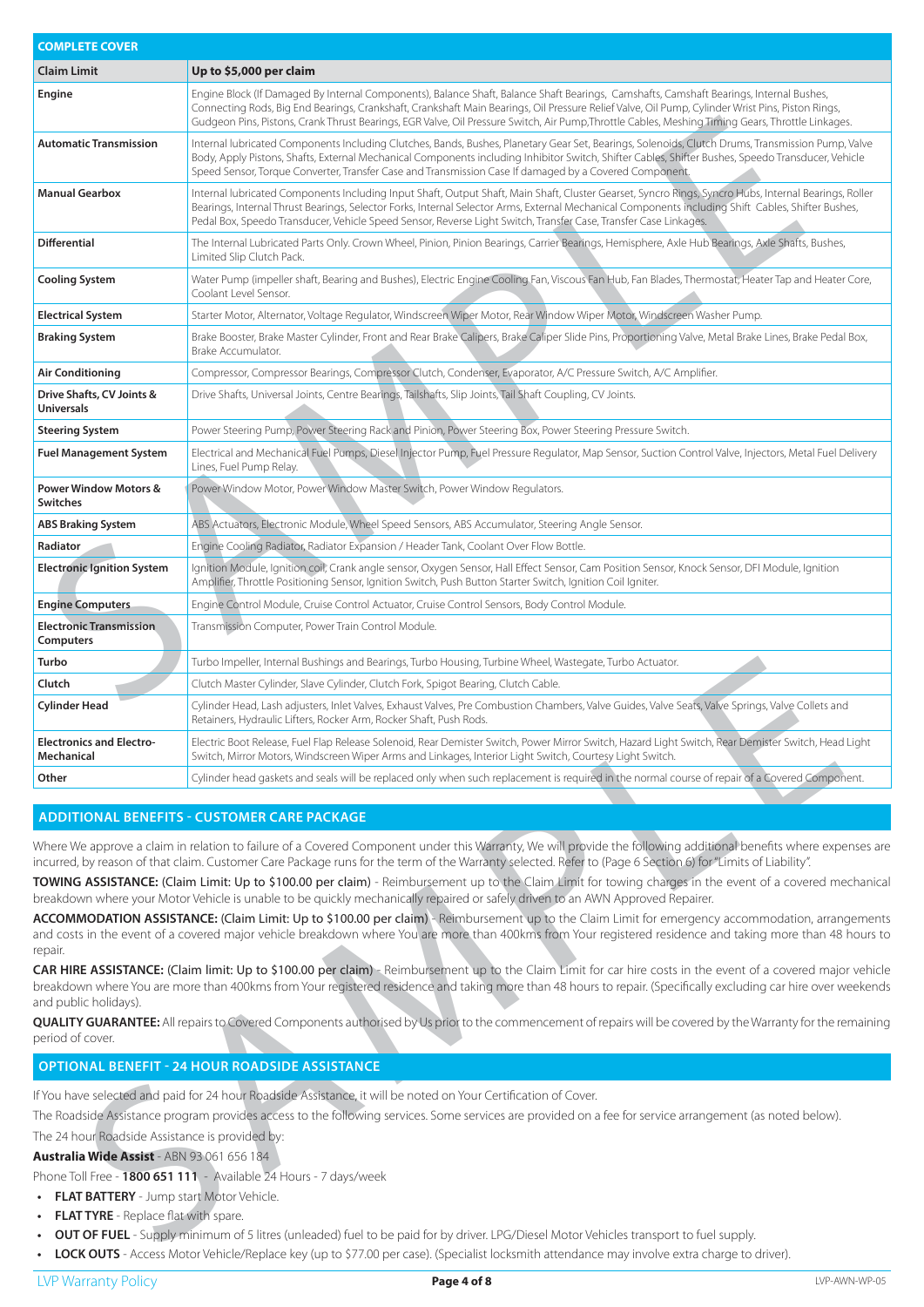| COMPLETE COVER | |
|---|---|
| **Claim Limit** | **Up to $5,000 per claim** |
| **Engine** | Engine Block (If Damaged By Internal Components), Balance Shaft, Balance Shaft Bearings, Camshafts, Camshaft Bearings, Internal Bushes, Connecting Rods, Big End Bearings, Crankshaft, Crankshaft Main Bearings, Oil Pressure Relief Valve, Oil Pump, Cylinder Wrist Pins, Piston Rings, Gudgeon Pins, Pistons, Crank Thrust Bearings, EGR Valve, Oil Pressure Switch, Air Pump,Throttle Cables, Meshing Timing Gears, Throttle Linkages. |
| **Automatic Transmission** | Internal lubricated Components Including Clutches, Bands, Bushes, Planetary Gear Set, Bearings, Solenoids, Clutch Drums, Transmission Pump, Valve Body, Apply Pistons, Shafts, External Mechanical Components including Inhibitor Switch, Shifter Cables, Shifter Bushes, Speedo Transducer, Vehicle Speed Sensor, Torque Converter, Transfer Case and Transmission Case If damaged by a Covered Component. |
| **Manual Gearbox** | Internal lubricated Components Including Input Shaft, Output Shaft, Main Shaft, Cluster Gearset, Syncro Rings, Syncro Hubs, Internal Bearings, Roller Bearings, Internal Thrust Bearings, Selector Forks, Internal Selector Arms, External Mechanical Components including Shift Cables, Shifter Bushes, Pedal Box, Speedo Transducer, Vehicle Speed Sensor, Reverse Light Switch, Transfer Case, Transfer Case Linkages. |
| **Differential** | The Internal Lubricated Parts Only. Crown Wheel, Pinion, Pinion Bearings, Carrier Bearings, Hemisphere, Axle Hub Bearings, Axle Shafts, Bushes, Limited Slip Clutch Pack. |
| **Cooling System** | Water Pump (impeller shaft, Bearing and Bushes), Electric Engine Cooling Fan, Viscous Fan Hub, Fan Blades, Thermostat, Heater Tap and Heater Core, Coolant Level Sensor. |
| **Electrical System** | Starter Motor, Alternator, Voltage Regulator, Windscreen Wiper Motor, Rear Window Wiper Motor, Windscreen Washer Pump. |
| **Braking System** | Brake Booster, Brake Master Cylinder, Front and Rear Brake Calipers, Brake Caliper Slide Pins, Proportioning Valve, Metal Brake Lines, Brake Pedal Box, Brake Accumulator. |
| **Air Conditioning** | Compressor, Compressor Bearings, Compressor Clutch, Condenser, Evaporator, A/C Pressure Switch, A/C Amplifier. |
| **Drive Shafts, CV Joints & Universals** | Drive Shafts, Universal Joints, Centre Bearings, Tailshafts, Slip Joints, Tail Shaft Coupling, CV Joints. |
| **Steering System** | Power Steering Pump, Power Steering Rack and Pinion, Power Steering Box, Power Steering Pressure Switch. |
| **Fuel Management System** | Electrical and Mechanical Fuel Pumps, Diesel Injector Pump, Fuel Pressure Regulator, Map Sensor, Suction Control Valve, Injectors, Metal Fuel Delivery Lines, Fuel Pump Relay. |
| **Power Window Motors & Switches** | Power Window Motor, Power Window Master Switch, Power Window Regulators. |
| **ABS Braking System** | ABS Actuators, Electronic Module, Wheel Speed Sensors, ABS Accumulator, Steering Angle Sensor. |
| **Radiator** | Engine Cooling Radiator, Radiator Expansion / Header Tank, Coolant Over Flow Bottle. |
| **Electronic Ignition System** | Ignition Module, Ignition coil, Crank angle sensor, Oxygen Sensor, Hall Effect Sensor, Cam Position Sensor, Knock Sensor, DFI Module, Ignition Amplifier, Throttle Positioning Sensor, Ignition Switch, Push Button Starter Switch, Ignition Coil Igniter. |
| **Engine Computers** | Engine Control Module, Cruise Control Actuator, Cruise Control Sensors, Body Control Module. |
| **Electronic Transmission Computers** | Transmission Computer, Power Train Control Module. |
| **Turbo** | Turbo Impeller, Internal Bushings and Bearings, Turbo Housing, Turbine Wheel, Wastegate, Turbo Actuator. |
| **Clutch** | Clutch Master Cylinder, Slave Cylinder, Clutch Fork, Spigot Bearing, Clutch Cable. |
| **Cylinder Head** | Cylinder Head, Lash adjusters, Inlet Valves, Exhaust Valves, Pre Combustion Chambers, Valve Guides, Valve Seats, Valve Springs, Valve Collets and Retainers, Hydraulic Lifters, Rocker Arm, Rocker Shaft, Push Rods. |
| **Electronics and Electro-Mechanical** | Electric Boot Release, Fuel Flap Release Solenoid, Rear Demister Switch, Power Mirror Switch, Hazard Light Switch, Rear Demister Switch, Head Light Switch, Mirror Motors, Windscreen Wiper Arms and Linkages, Interior Light Switch, Courtesy Light Switch. |
| **Other** | Cylinder head gaskets and seals will be replaced only when such replacement is required in the normal course of repair of a Covered Component. |

## ADDITIONAL BENEFITS - CUSTOMER CARE PACKAGE

Where We approve a claim in relation to failure of a Covered Component under this Warranty, We will provide the following additional benefits where expenses are incurred, by reason of that claim. Customer Care Package runs for the term of the Warranty selected. Refer to (Page 6 Section 6) for "Limits of Liability".

**TOWING ASSISTANCE:** (Claim Limit: Up to $100.00 per claim) - Reimbursement up to the Claim Limit for towing charges in the event of a covered mechanical breakdown where your Motor Vehicle is unable to be quickly mechanically repaired or safely driven to an AWN Approved Repairer.

**ACCOMMODATION ASSISTANCE:** (Claim Limit: Up to $100.00 per claim) - Reimbursement up to the Claim Limit for emergency accommodation, arrangements and costs in the event of a covered major vehicle breakdown where You are more than 400kms from Your registered residence and taking more than 48 hours to repair.

**CAR HIRE ASSISTANCE:** (Claim limit: Up to $100.00 per claim) - Reimbursement up to the Claim Limit for car hire costs in the event of a covered major vehicle breakdown where You are more than 400kms from Your registered residence and taking more than 48 hours to repair. (Specifically excluding car hire over weekends and public holidays).

**QUALITY GUARANTEE:** All repairs to Covered Components authorised by Us prior to the commencement of repairs will be covered by the Warranty for the remaining period of cover.

## OPTIONAL BENEFIT - 24 HOUR ROADSIDE ASSISTANCE

If You have selected and paid for 24 hour Roadside Assistance, it will be noted on Your Certification of Cover.

The Roadside Assistance program provides access to the following services. Some services are provided on a fee for service arrangement (as noted below).

The 24 hour Roadside Assistance is provided by:

**Australia Wide Assist** - ABN 93 061 656 184

Phone Toll Free - **1800 651 111** - Available 24 Hours - 7 days/week

- **FLAT BATTERY** - Jump start Motor Vehicle.
- **FLAT TYRE** - Replace flat with spare.
- **OUT OF FUEL** - Supply minimum of 5 litres (unleaded) fuel to be paid for by driver. LPG/Diesel Motor Vehicles transport to fuel supply.
- **LOCK OUTS** - Access Motor Vehicle/Replace key (up to $77.00 per case). (Specialist locksmith attendance may involve extra charge to driver).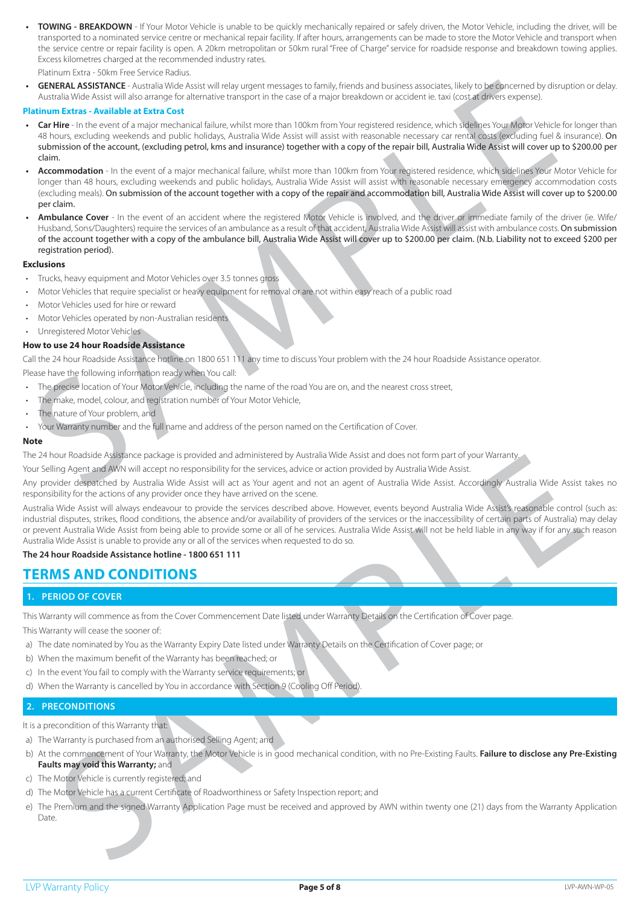- **TOWING - BREAKDOWN** - If Your Motor Vehicle is unable to be quickly mechanically repaired or safely driven, the Motor Vehicle, including the driver, will be transported to a nominated service centre or mechanical repair facility. If after hours, arrangements can be made to store the Motor Vehicle and transport when the service centre or repair facility is open. A 20km metropolitan or 50km rural "Free of Charge" service for roadside response and breakdown towing applies. Excess kilometres charged at the recommended industry rates.

  Platinum Extra - 50km Free Service Radius.

- **GENERAL ASSISTANCE** - Australia Wide Assist will relay urgent messages to family, friends and business associates, likely to be concerned by disruption or delay. Australia Wide Assist will also arrange for alternative transport in the case of a major breakdown or accident ie. taxi (cost at drivers expense).

**Platinum Extras - Available at Extra Cost**

- **Car Hire** - In the event of a major mechanical failure, whilst more than 100km from Your registered residence, which sidelines Your Motor Vehicle for longer than 48 hours, excluding weekends and public holidays, Australia Wide Assist will assist with reasonable necessary car rental costs (excluding fuel & insurance). On submission of the account, (excluding petrol, kms and insurance) together with a copy of the repair bill, Australia Wide Assist will cover up to $200.00 per claim.
- **Accommodation** - In the event of a major mechanical failure, whilst more than 100km from Your registered residence, which sidelines Your Motor Vehicle for longer than 48 hours, excluding weekends and public holidays, Australia Wide Assist will assist with reasonable necessary emergency accommodation costs (excluding meals). On submission of the account together with a copy of the repair and accommodation bill, Australia Wide Assist will cover up to $200.00 per claim.
- **Ambulance Cover** - In the event of an accident where the registered Motor Vehicle is involved, and the driver or immediate family of the driver (ie. Wife/ Husband, Sons/Daughters) require the services of an ambulance as a result of that accident, Australia Wide Assist will assist with ambulance costs. On submission of the account together with a copy of the ambulance bill, Australia Wide Assist will cover up to $200.00 per claim. (N.b. Liability not to exceed $200 per registration period).

**Exclusions**

- Trucks, heavy equipment and Motor Vehicles over 3.5 tonnes gross
- Motor Vehicles that require specialist or heavy equipment for removal or are not within easy reach of a public road
- Motor Vehicles used for hire or reward
- Motor Vehicles operated by non-Australian residents
- Unregistered Motor Vehicles

**How to use 24 hour Roadside Assistance**

Call the 24 hour Roadside Assistance hotline on 1800 651 111 any time to discuss Your problem with the 24 hour Roadside Assistance operator.

Please have the following information ready when You call:

- The precise location of Your Motor Vehicle, including the name of the road You are on, and the nearest cross street,
- The make, model, colour, and registration number of Your Motor Vehicle,
- The nature of Your problem, and
- Your Warranty number and the full name and address of the person named on the Certification of Cover.

**Note**

The 24 hour Roadside Assistance package is provided and administered by Australia Wide Assist and does not form part of your Warranty.

Your Selling Agent and AWN will accept no responsibility for the services, advice or action provided by Australia Wide Assist.

Any provider despatched by Australia Wide Assist will act as Your agent and not an agent of Australia Wide Assist. Accordingly Australia Wide Assist takes no responsibility for the actions of any provider once they have arrived on the scene.

Australia Wide Assist will always endeavour to provide the services described above. However, events beyond Australia Wide Assist's reasonable control (such as: industrial disputes, strikes, flood conditions, the absence and/or availability of providers of the services or the inaccessibility of certain parts of Australia) may delay or prevent Australia Wide Assist from being able to provide some or all of he services. Australia Wide Assist will not be held liable in any way if for any such reason Australia Wide Assist is unable to provide any or all of the services when requested to do so.

**The 24 hour Roadside Assistance hotline - 1800 651 111**

# TERMS AND CONDITIONS

## 1. PERIOD OF COVER

This Warranty will commence as from the Cover Commencement Date listed under Warranty Details on the Certification of Cover page.

This Warranty will cease the sooner of:

a) The date nominated by You as the Warranty Expiry Date listed under Warranty Details on the Certification of Cover page; or
b) When the maximum benefit of the Warranty has been reached; or
c) In the event You fail to comply with the Warranty service requirements; or
d) When the Warranty is cancelled by You in accordance with Section 9 (Cooling Off Period).

## 2. PRECONDITIONS

It is a precondition of this Warranty that:

a) The Warranty is purchased from an authorised Selling Agent; and
b) At the commencement of Your Warranty, the Motor Vehicle is in good mechanical condition, with no Pre-Existing Faults. **Failure to disclose any Pre-Existing Faults may void this Warranty;** and
c) The Motor Vehicle is currently registered; and
d) The Motor Vehicle has a current Certificate of Roadworthiness or Safety Inspection report; and
e) The Premium and the signed Warranty Application Page must be received and approved by AWN within twenty one (21) days from the Warranty Application Date.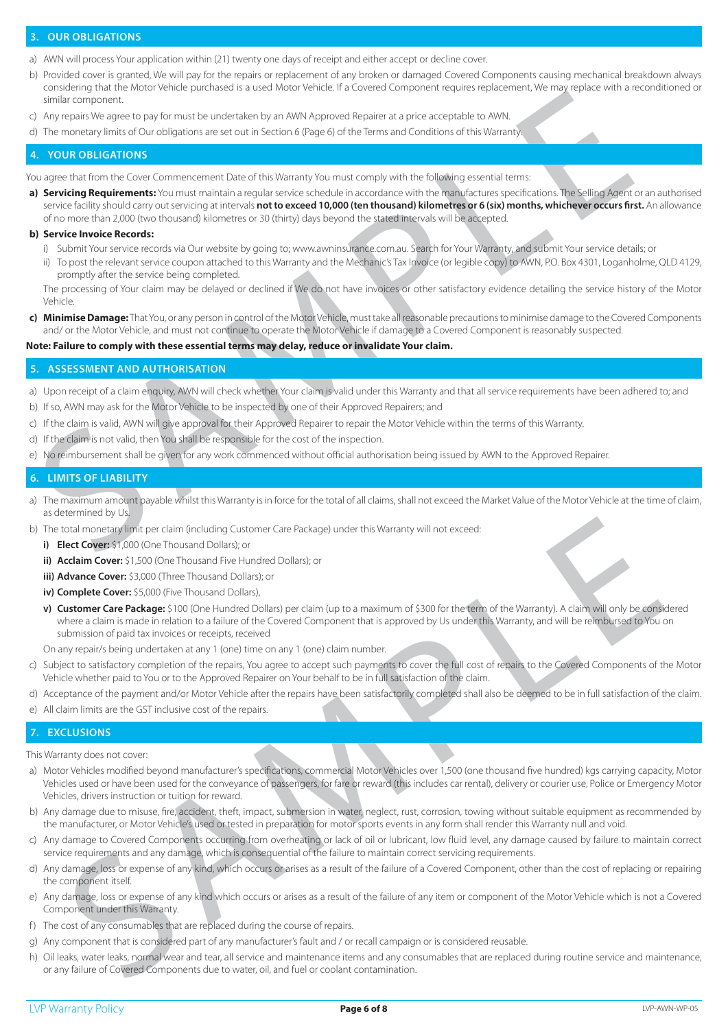## 3. OUR OBLIGATIONS

a) AWN will process Your application within (21) twenty one days of receipt and either accept or decline cover.

b) Provided cover is granted, We will pay for the repairs or replacement of any broken or damaged Covered Components causing mechanical breakdown always considering that the Motor Vehicle purchased is a used Motor Vehicle. If a Covered Component requires replacement, We may replace with a reconditioned or similar component.

c) Any repairs We agree to pay for must be undertaken by an AWN Approved Repairer at a price acceptable to AWN.

d) The monetary limits of Our obligations are set out in Section 6 (Page 6) of the Terms and Conditions of this Warranty.

## 4. YOUR OBLIGATIONS

You agree that from the Cover Commencement Date of this Warranty You must comply with the following essential terms:

**a) Servicing Requirements:** You must maintain a regular service schedule in accordance with the manufactures specifications. The Selling Agent or an authorised service facility should carry out servicing at intervals **not to exceed 10,000 (ten thousand) kilometres or 6 (six) months, whichever occurs first.** An allowance of no more than 2,000 (two thousand) kilometres or 30 (thirty) days beyond the stated intervals will be accepted.

**b) Service Invoice Records:**

i) Submit Your service records via Our website by going to; www.awninsurance.com.au. Search for Your Warranty, and submit Your service details; or

ii) To post the relevant service coupon attached to this Warranty and the Mechanic's Tax Invoice (or legible copy) to AWN, P.O. Box 4301, Loganholme, QLD 4129, promptly after the service being completed.

The processing of Your claim may be delayed or declined if We do not have invoices or other satisfactory evidence detailing the service history of the Motor Vehicle.

**c) Minimise Damage:** That You, or any person in control of the Motor Vehicle, must take all reasonable precautions to minimise damage to the Covered Components and/ or the Motor Vehicle, and must not continue to operate the Motor Vehicle if damage to a Covered Component is reasonably suspected.

**Note: Failure to comply with these essential terms may delay, reduce or invalidate Your claim.**

## 5. ASSESSMENT AND AUTHORISATION

a) Upon receipt of a claim enquiry, AWN will check whether Your claim is valid under this Warranty and that all service requirements have been adhered to; and

b) If so, AWN may ask for the Motor Vehicle to be inspected by one of their Approved Repairers; and

c) If the claim is valid, AWN will give approval for their Approved Repairer to repair the Motor Vehicle within the terms of this Warranty.

d) If the claim is not valid, then You shall be responsible for the cost of the inspection.

e) No reimbursement shall be given for any work commenced without official authorisation being issued by AWN to the Approved Repairer.

## 6. LIMITS OF LIABILITY

a) The maximum amount payable whilst this Warranty is in force for the total of all claims, shall not exceed the Market Value of the Motor Vehicle at the time of claim, as determined by Us.

b) The total monetary limit per claim (including Customer Care Package) under this Warranty will not exceed:

**i) Elect Cover:** $1,000 (One Thousand Dollars); or

**ii) Acclaim Cover:** $1,500 (One Thousand Five Hundred Dollars); or

**iii) Advance Cover:** $3,000 (Three Thousand Dollars); or

**iv) Complete Cover:** $5,000 (Five Thousand Dollars),

**v) Customer Care Package:** $100 (One Hundred Dollars) per claim (up to a maximum of $300 for the term of the Warranty). A claim will only be considered where a claim is made in relation to a failure of the Covered Component that is approved by Us under this Warranty, and will be reimbursed to You on submission of paid tax invoices or receipts, received

On any repair/s being undertaken at any 1 (one) time on any 1 (one) claim number.

c) Subject to satisfactory completion of the repairs, You agree to accept such payments to cover the full cost of repairs to the Covered Components of the Motor Vehicle whether paid to You or to the Approved Repairer on Your behalf to be in full satisfaction of the claim.

d) Acceptance of the payment and/or Motor Vehicle after the repairs have been satisfactorily completed shall also be deemed to be in full satisfaction of the claim.

e) All claim limits are the GST inclusive cost of the repairs.

## 7. EXCLUSIONS

This Warranty does not cover:

a) Motor Vehicles modified beyond manufacturer's specifications, commercial Motor Vehicles over 1,500 (one thousand five hundred) kgs carrying capacity, Motor Vehicles used or have been used for the conveyance of passengers, for fare or reward (this includes car rental), delivery or courier use, Police or Emergency Motor Vehicles, drivers instruction or tuition for reward.

b) Any damage due to misuse, fire, accident, theft, impact, submersion in water, neglect, rust, corrosion, towing without suitable equipment as recommended by the manufacturer, or Motor Vehicle's used or tested in preparation for motor sports events in any form shall render this Warranty null and void.

c) Any damage to Covered Components occurring from overheating or lack of oil or lubricant, low fluid level, any damage caused by failure to maintain correct service requirements and any damage, which is consequential of the failure to maintain correct servicing requirements.

d) Any damage, loss or expense of any kind, which occurs or arises as a result of the failure of a Covered Component, other than the cost of replacing or repairing the component itself.

e) Any damage, loss or expense of any kind which occurs or arises as a result of the failure of any item or component of the Motor Vehicle which is not a Covered Component under this Warranty.

f) The cost of any consumables that are replaced during the course of repairs.

g) Any component that is considered part of any manufacturer's fault and / or recall campaign or is considered reusable.

h) Oil leaks, water leaks, normal wear and tear, all service and maintenance items and any consumables that are replaced during routine service and maintenance, or any failure of Covered Components due to water, oil, and fuel or coolant contamination.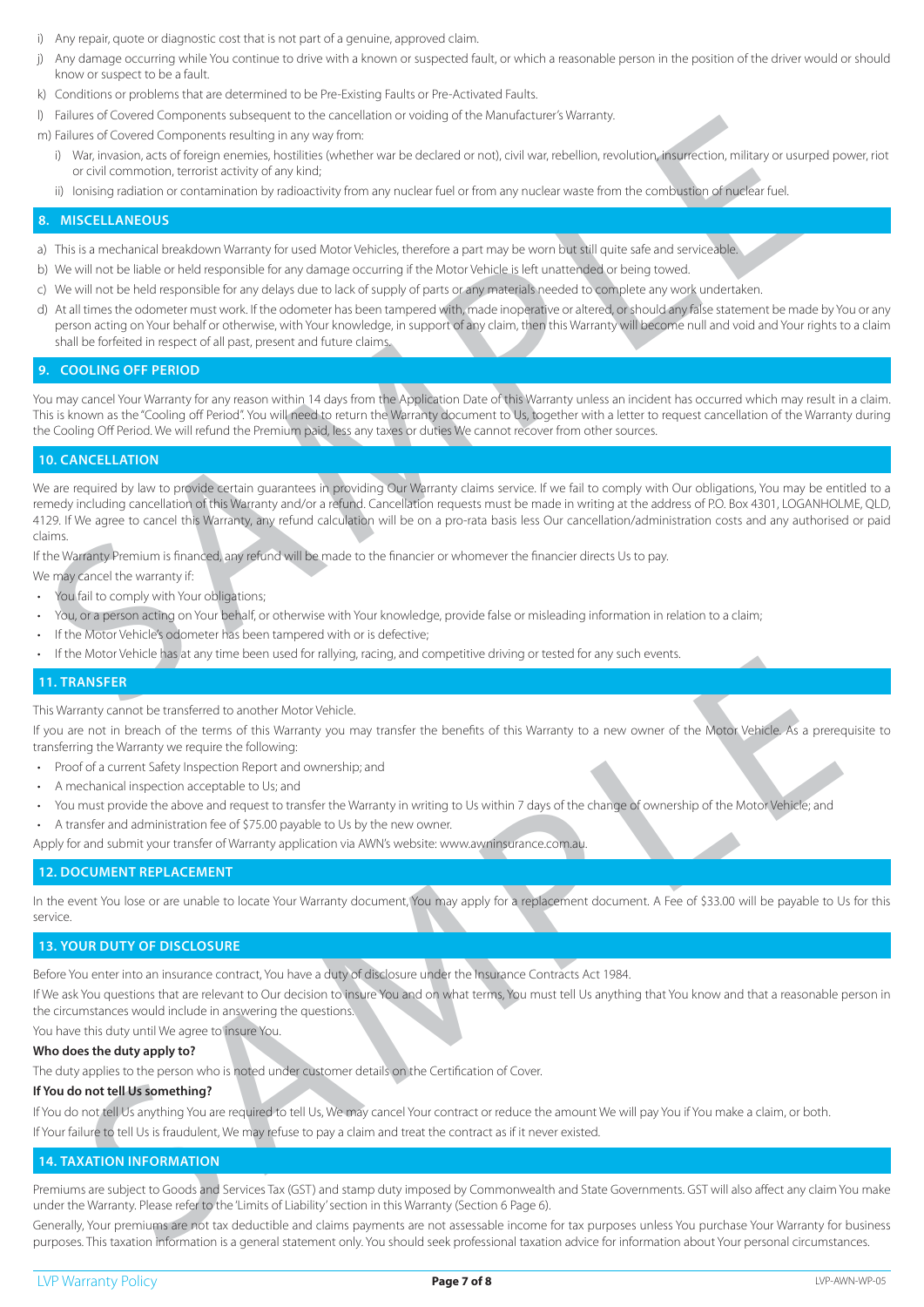i) Any repair, quote or diagnostic cost that is not part of a genuine, approved claim.

j) Any damage occurring while You continue to drive with a known or suspected fault, or which a reasonable person in the position of the driver would or should know or suspect to be a fault.

k) Conditions or problems that are determined to be Pre-Existing Faults or Pre-Activated Faults.

l) Failures of Covered Components subsequent to the cancellation or voiding of the Manufacturer's Warranty.

m) Failures of Covered Components resulting in any way from:

  i) War, invasion, acts of foreign enemies, hostilities (whether war be declared or not), civil war, rebellion, revolution, insurrection, military or usurped power, riot or civil commotion, terrorist activity of any kind;

  ii) Ionising radiation or contamination by radioactivity from any nuclear fuel or from any nuclear waste from the combustion of nuclear fuel.

## 8. MISCELLANEOUS

a) This is a mechanical breakdown Warranty for used Motor Vehicles, therefore a part may be worn but still quite safe and serviceable.

b) We will not be liable or held responsible for any damage occurring if the Motor Vehicle is left unattended or being towed.

c) We will not be held responsible for any delays due to lack of supply of parts or any materials needed to complete any work undertaken.

d) At all times the odometer must work. If the odometer has been tampered with, made inoperative or altered, or should any false statement be made by You or any person acting on Your behalf or otherwise, with Your knowledge, in support of any claim, then this Warranty will become null and void and Your rights to a claim shall be forfeited in respect of all past, present and future claims.

## 9. COOLING OFF PERIOD

You may cancel Your Warranty for any reason within 14 days from the Application Date of this Warranty unless an incident has occurred which may result in a claim. This is known as the "Cooling off Period". You will need to return the Warranty document to Us, together with a letter to request cancellation of the Warranty during the Cooling Off Period. We will refund the Premium paid, less any taxes or duties We cannot recover from other sources.

## 10. CANCELLATION

We are required by law to provide certain guarantees in providing Our Warranty claims service. If we fail to comply with Our obligations, You may be entitled to a remedy including cancellation of this Warranty and/or a refund. Cancellation requests must be made in writing at the address of P.O. Box 4301, LOGANHOLME, QLD, 4129. If We agree to cancel this Warranty, any refund calculation will be on a pro-rata basis less Our cancellation/administration costs and any authorised or paid claims.

If the Warranty Premium is financed, any refund will be made to the financier or whomever the financier directs Us to pay.

We may cancel the warranty if:

- You fail to comply with Your obligations;
- You, or a person acting on Your behalf, or otherwise with Your knowledge, provide false or misleading information in relation to a claim;
- If the Motor Vehicle's odometer has been tampered with or is defective;
- If the Motor Vehicle has at any time been used for rallying, racing, and competitive driving or tested for any such events.

## 11. TRANSFER

This Warranty cannot be transferred to another Motor Vehicle.

If you are not in breach of the terms of this Warranty you may transfer the benefits of this Warranty to a new owner of the Motor Vehicle. As a prerequisite to transferring the Warranty we require the following:

- Proof of a current Safety Inspection Report and ownership; and
- A mechanical inspection acceptable to Us; and
- You must provide the above and request to transfer the Warranty in writing to Us within 7 days of the change of ownership of the Motor Vehicle; and
- A transfer and administration fee of $75.00 payable to Us by the new owner.

Apply for and submit your transfer of Warranty application via AWN's website: www.awninsurance.com.au.

## 12. DOCUMENT REPLACEMENT

In the event You lose or are unable to locate Your Warranty document, You may apply for a replacement document. A Fee of $33.00 will be payable to Us for this service.

## 13. YOUR DUTY OF DISCLOSURE

Before You enter into an insurance contract, You have a duty of disclosure under the Insurance Contracts Act 1984.

If We ask You questions that are relevant to Our decision to insure You and on what terms, You must tell Us anything that You know and that a reasonable person in the circumstances would include in answering the questions.

You have this duty until We agree to insure You.

**Who does the duty apply to?**

The duty applies to the person who is noted under customer details on the Certification of Cover.

**If You do not tell Us something?**

If You do not tell Us anything You are required to tell Us, We may cancel Your contract or reduce the amount We will pay You if You make a claim, or both.

If Your failure to tell Us is fraudulent, We may refuse to pay a claim and treat the contract as if it never existed.

## 14. TAXATION INFORMATION

Premiums are subject to Goods and Services Tax (GST) and stamp duty imposed by Commonwealth and State Governments. GST will also affect any claim You make under the Warranty. Please refer to the 'Limits of Liability' section in this Warranty (Section 6 Page 6).

Generally, Your premiums are not tax deductible and claims payments are not assessable income for tax purposes unless You purchase Your Warranty for business purposes. This taxation information is a general statement only. You should seek professional taxation advice for information about Your personal circumstances.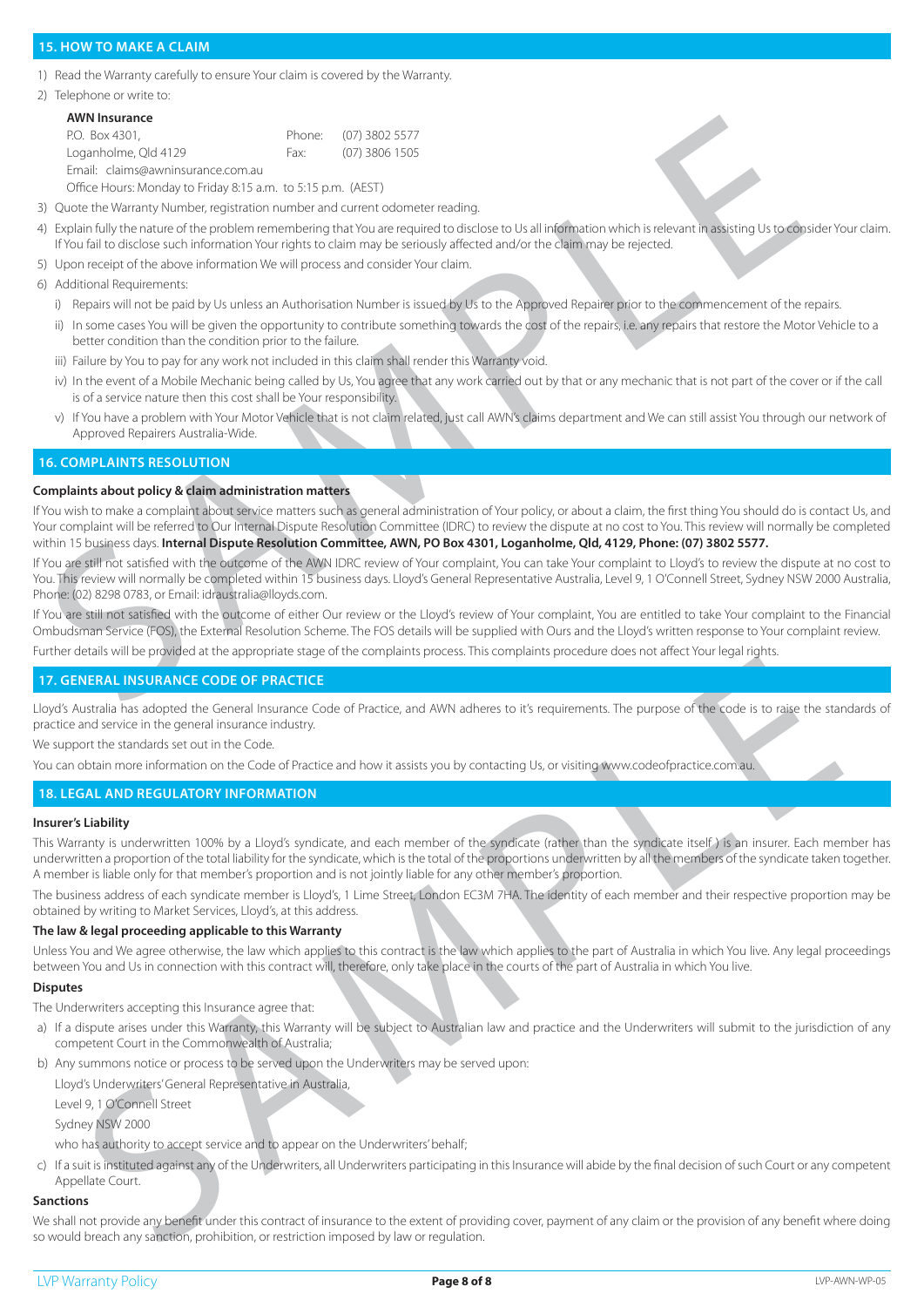## 15. HOW TO MAKE A CLAIM

1) Read the Warranty carefully to ensure Your claim is covered by the Warranty.
2) Telephone or write to:

   **AWN Insurance**
   P.O. Box 4301, Loganholme, Qld 4129
   Phone: (07) 3802 5577
   Fax: (07) 3806 1505
   Email: claims@awninsurance.com.au
   Office Hours: Monday to Friday 8:15 a.m. to 5:15 p.m. (AEST)

3) Quote the Warranty Number, registration number and current odometer reading.
4) Explain fully the nature of the problem remembering that You are required to disclose to Us all information which is relevant in assisting Us to consider Your claim. If You fail to disclose such information Your rights to claim may be seriously affected and/or the claim may be rejected.
5) Upon receipt of the above information We will process and consider Your claim.
6) Additional Requirements:
   i) Repairs will not be paid by Us unless an Authorisation Number is issued by Us to the Approved Repairer prior to the commencement of the repairs.
   ii) In some cases You will be given the opportunity to contribute something towards the cost of the repairs, i.e. any repairs that restore the Motor Vehicle to a better condition than the condition prior to the failure.
   iii) Failure by You to pay for any work not included in this claim shall render this Warranty void.
   iv) In the event of a Mobile Mechanic being called by Us, You agree that any work carried out by that or any mechanic that is not part of the cover or if the call is of a service nature then this cost shall be Your responsibility.
   v) If You have a problem with Your Motor Vehicle that is not claim related, just call AWN's claims department and We can still assist You through our network of Approved Repairers Australia-Wide.

## 16. COMPLAINTS RESOLUTION

**Complaints about policy & claim administration matters**

If You wish to make a complaint about service matters such as general administration of Your policy, or about a claim, the first thing You should do is contact Us, and Your complaint will be referred to Our Internal Dispute Resolution Committee (IDRC) to review the dispute at no cost to You. This review will normally be completed within 15 business days. **Internal Dispute Resolution Committee, AWN, PO Box 4301, Loganholme, Qld, 4129, Phone: (07) 3802 5577.**

If You are still not satisfied with the outcome of the AWN IDRC review of Your complaint, You can take Your complaint to Lloyd's to review the dispute at no cost to You. This review will normally be completed within 15 business days. Lloyd's General Representative Australia, Level 9, 1 O'Connell Street, Sydney NSW 2000 Australia, Phone: (02) 8298 0783, or Email: idraustralia@lloyds.com.

If You are still not satisfied with the outcome of either Our review or the Lloyd's review of Your complaint, You are entitled to take Your complaint to the Financial Ombudsman Service (FOS), the External Resolution Scheme. The FOS details will be supplied with Ours and the Lloyd's written response to Your complaint review.

Further details will be provided at the appropriate stage of the complaints process. This complaints procedure does not affect Your legal rights.

## 17. GENERAL INSURANCE CODE OF PRACTICE

Lloyd's Australia has adopted the General Insurance Code of Practice, and AWN adheres to it's requirements. The purpose of the code is to raise the standards of practice and service in the general insurance industry.

We support the standards set out in the Code.

You can obtain more information on the Code of Practice and how it assists you by contacting Us, or visiting www.codeofpractice.com.au.

## 18. LEGAL AND REGULATORY INFORMATION

**Insurer's Liability**

This Warranty is underwritten 100% by a Lloyd's syndicate, and each member of the syndicate (rather than the syndicate itself ) is an insurer. Each member has underwritten a proportion of the total liability for the syndicate, which is the total of the proportions underwritten by all the members of the syndicate taken together. A member is liable only for that member's proportion and is not jointly liable for any other member's proportion.

The business address of each syndicate member is Lloyd's, 1 Lime Street, London EC3M 7HA. The identity of each member and their respective proportion may be obtained by writing to Market Services, Lloyd's, at this address.

**The law & legal proceeding applicable to this Warranty**

Unless You and We agree otherwise, the law which applies to this contract is the law which applies to the part of Australia in which You live. Any legal proceedings between You and Us in connection with this contract will, therefore, only take place in the courts of the part of Australia in which You live.

**Disputes**

The Underwriters accepting this Insurance agree that:

a) If a dispute arises under this Warranty, this Warranty will be subject to Australian law and practice and the Underwriters will submit to the jurisdiction of any competent Court in the Commonwealth of Australia;
b) Any summons notice or process to be served upon the Underwriters may be served upon:

   Lloyd's Underwriters' General Representative in Australia,
   Level 9, 1 O'Connell Street
   Sydney NSW 2000
   who has authority to accept service and to appear on the Underwriters' behalf;
c) If a suit is instituted against any of the Underwriters, all Underwriters participating in this Insurance will abide by the final decision of such Court or any competent Appellate Court.

**Sanctions**

We shall not provide any benefit under this contract of insurance to the extent of providing cover, payment of any claim or the provision of any benefit where doing so would breach any sanction, prohibition, or restriction imposed by law or regulation.